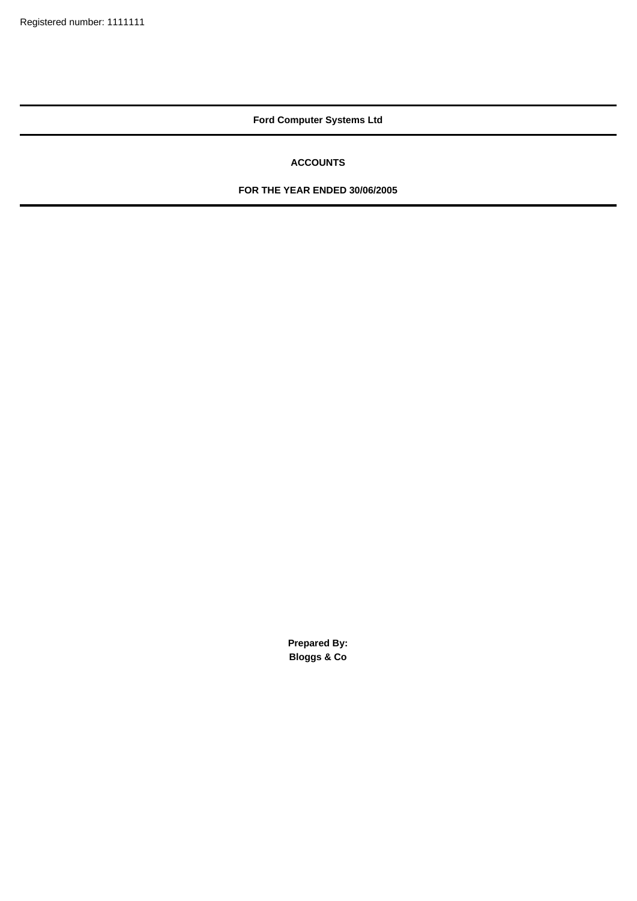Registered number: 1111111

---

# Ford Computer Systems Ltd

---

## ACCOUNTS

## FOR THE YEAR ENDED 30/06/2005

---

**Prepared By:**
**Bloggs & Co**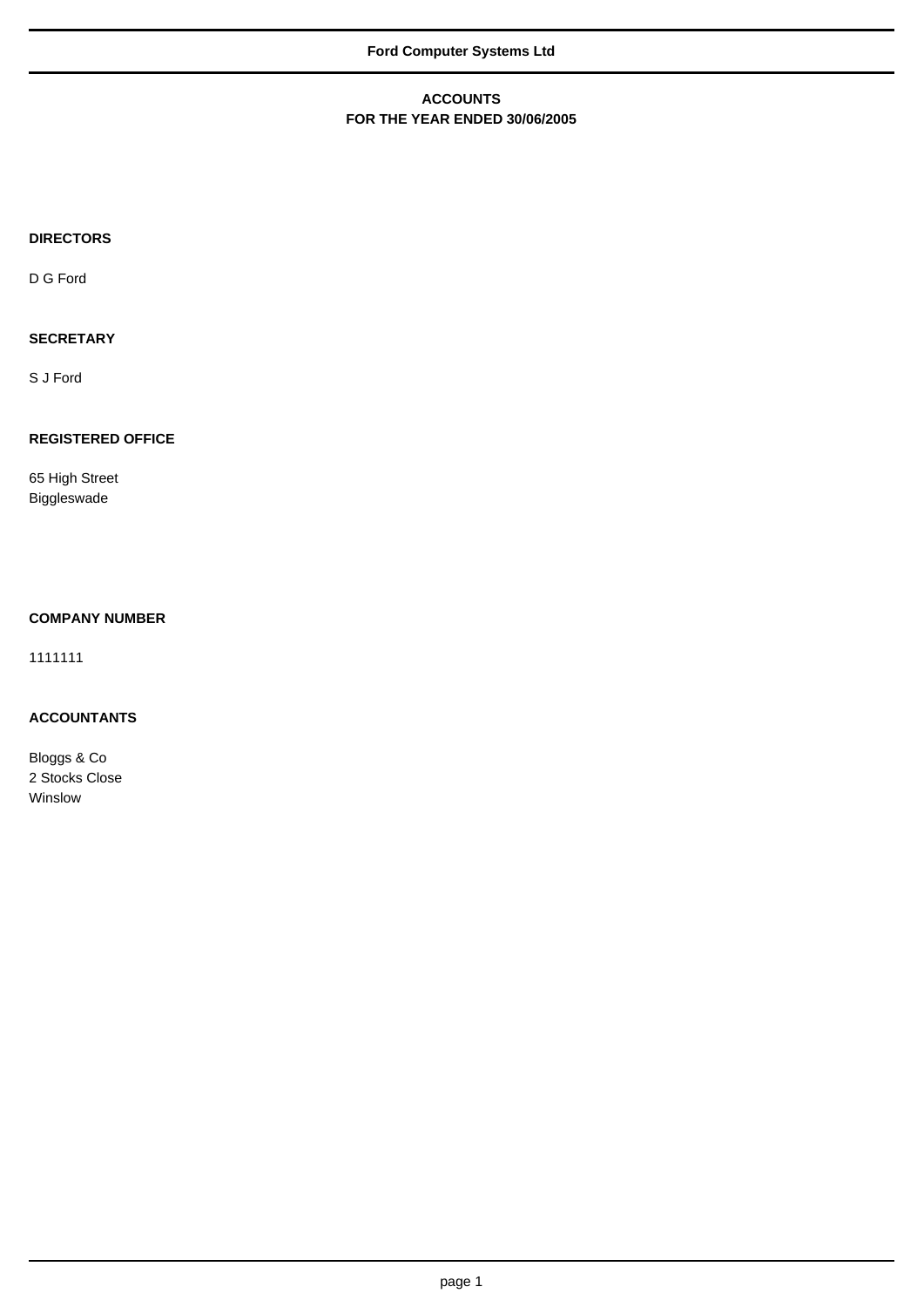# Ford Computer Systems Ltd

## ACCOUNTS
## FOR THE YEAR ENDED 30/06/2005

**DIRECTORS**

D G Ford

**SECRETARY**

S J Ford

**REGISTERED OFFICE**

65 High Street
Biggleswade

**COMPANY NUMBER**

1111111

**ACCOUNTANTS**

Bloggs & Co
2 Stocks Close
Winslow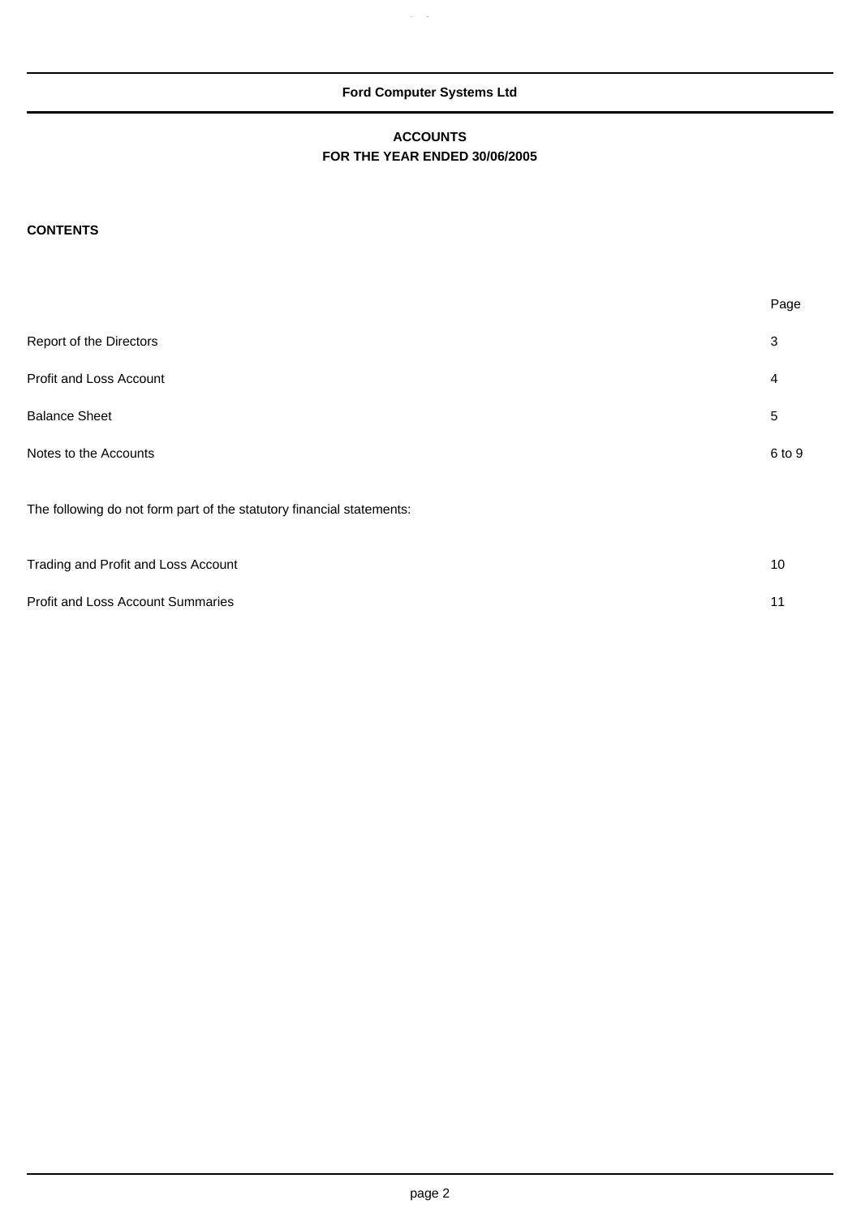**Ford Computer Systems Ltd**

# ACCOUNTS
## FOR THE YEAR ENDED 30/06/2005

**CONTENTS**

| | Page |
|---|---|
| Report of the Directors | 3 |
| Profit and Loss Account | 4 |
| Balance Sheet | 5 |
| Notes to the Accounts | 6 to 9 |

The following do not form part of the statutory financial statements:

| | |
|---|---|
| Trading and Profit and Loss Account | 10 |
| Profit and Loss Account Summaries | 11 |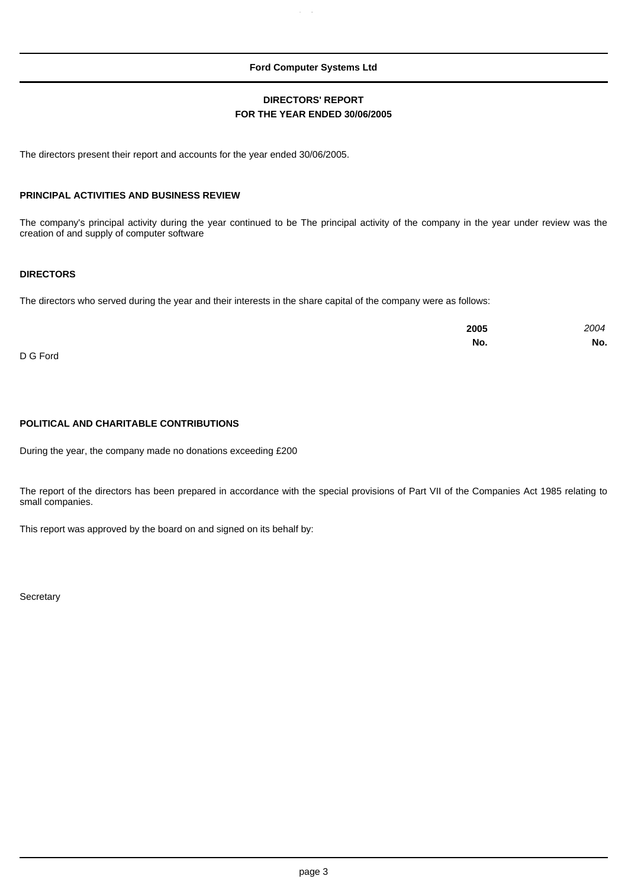**Ford Computer Systems Ltd**

## DIRECTORS' REPORT
### FOR THE YEAR ENDED 30/06/2005

The directors present their report and accounts for the year ended 30/06/2005.

### PRINCIPAL ACTIVITIES AND BUSINESS REVIEW

The company's principal activity during the year continued to be The principal activity of the company in the year under review was the creation of and supply of computer software

### DIRECTORS

The directors who served during the year and their interests in the share capital of the company were as follows:

| | **2005** | *2004* |
|---|---|---|
| | **No.** | **No.** |
| D G Ford | | |

### POLITICAL AND CHARITABLE CONTRIBUTIONS

During the year, the company made no donations exceeding £200

The report of the directors has been prepared in accordance with the special provisions of Part VII of the Companies Act 1985 relating to small companies.

This report was approved by the board on and signed on its behalf by:

Secretary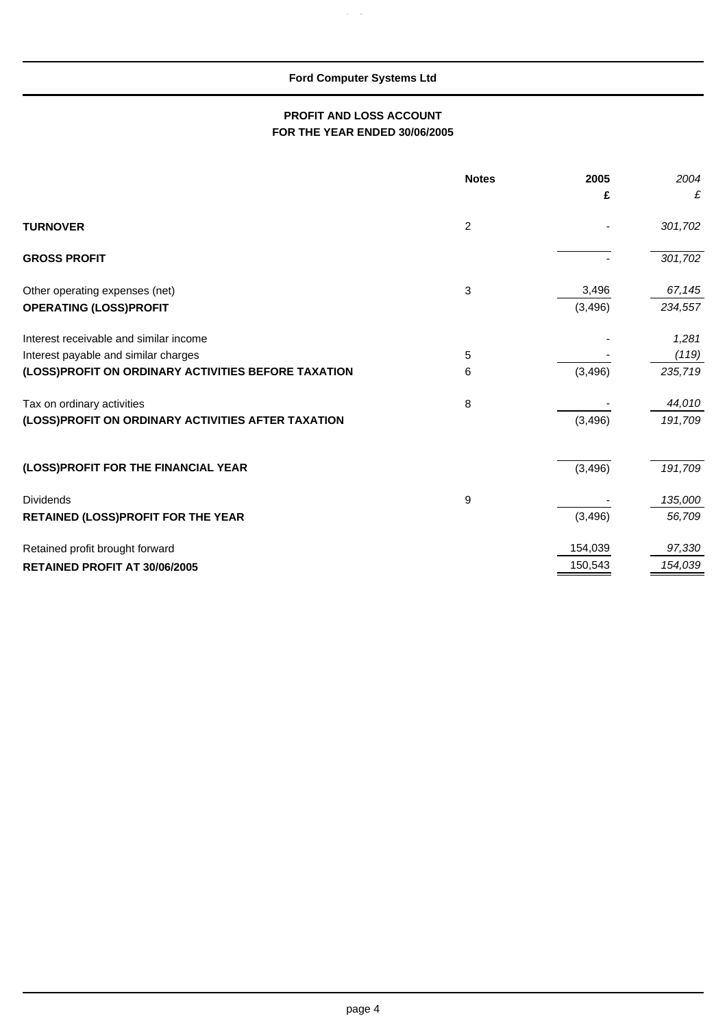**Ford Computer Systems Ltd**

## PROFIT AND LOSS ACCOUNT
## FOR THE YEAR ENDED 30/06/2005

| | Notes | 2005 | *2004* |
|---|---|---|---|
| | | £ | *£* |
| **TURNOVER** | 2 | - | *301,702* |
| **GROSS PROFIT** | | - | *301,702* |
| Other operating expenses (net) | 3 | 3,496 | *67,145* |
| **OPERATING (LOSS)PROFIT** | | (3,496) | *234,557* |
| Interest receivable and similar income | | - | *1,281* |
| Interest payable and similar charges | 5 | - | *(119)* |
| **(LOSS)PROFIT ON ORDINARY ACTIVITIES BEFORE TAXATION** | 6 | (3,496) | *235,719* |
| Tax on ordinary activities | 8 | - | *44,010* |
| **(LOSS)PROFIT ON ORDINARY ACTIVITIES AFTER TAXATION** | | (3,496) | *191,709* |
| **(LOSS)PROFIT FOR THE FINANCIAL YEAR** | | (3,496) | *191,709* |
| Dividends | 9 | - | *135,000* |
| **RETAINED (LOSS)PROFIT FOR THE YEAR** | | (3,496) | *56,709* |
| Retained profit brought forward | | 154,039 | *97,330* |
| **RETAINED PROFIT AT 30/06/2005** | | 150,543 | *154,039* |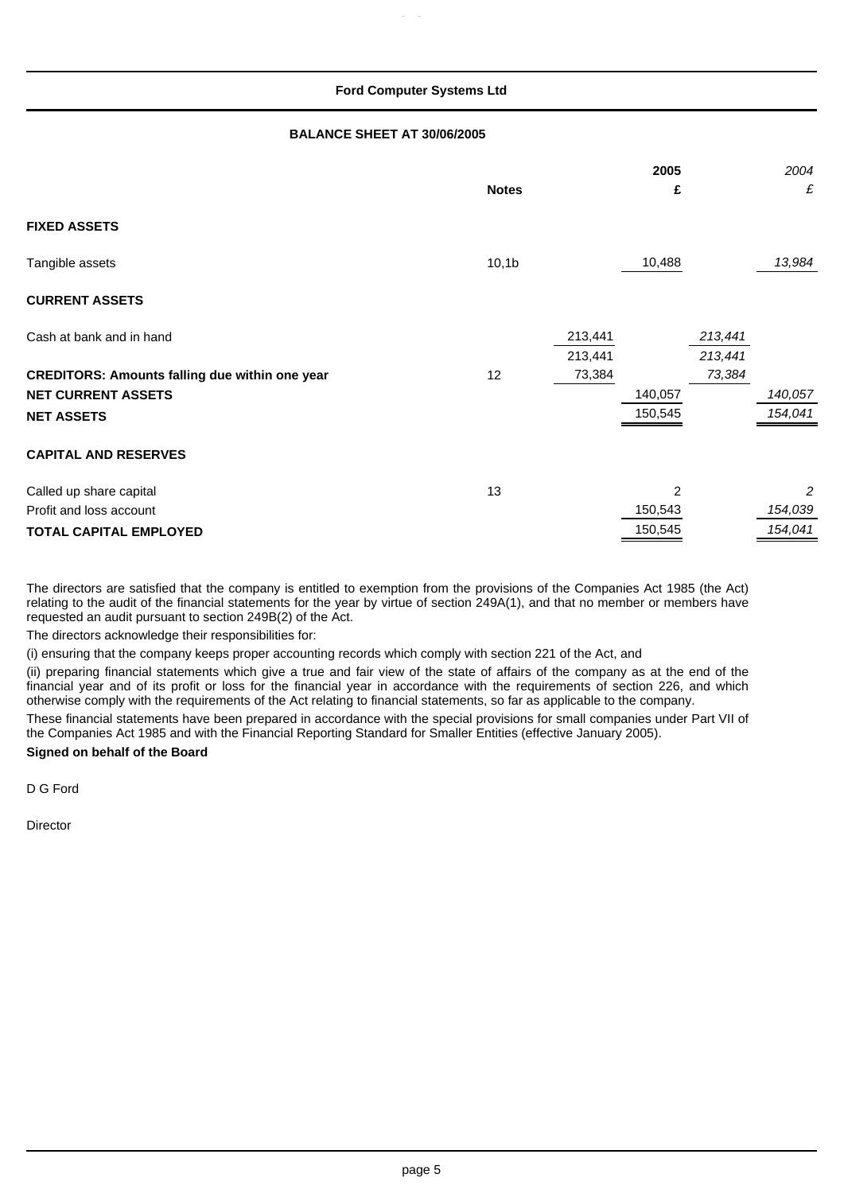**Ford Computer Systems Ltd**

**BALANCE SHEET AT 30/06/2005**

| | Notes | | 2005 £ | | *2004 £* |
|---|---|---|---|---|---|
| **FIXED ASSETS** | | | | | |
| Tangible assets | 10,1b | | 10,488 | | *13,984* |
| **CURRENT ASSETS** | | | | | |
| Cash at bank and in hand | | 213,441 | | *213,441* | |
| | | 213,441 | | *213,441* | |
| **CREDITORS: Amounts falling due within one year** | 12 | 73,384 | | *73,384* | |
| **NET CURRENT ASSETS** | | | 140,057 | | *140,057* |
| **NET ASSETS** | | | 150,545 | | *154,041* |
| **CAPITAL AND RESERVES** | | | | | |
| Called up share capital | 13 | | 2 | | *2* |
| Profit and loss account | | | 150,543 | | *154,039* |
| **TOTAL CAPITAL EMPLOYED** | | | 150,545 | | *154,041* |

The directors are satisfied that the company is entitled to exemption from the provisions of the Companies Act 1985 (the Act) relating to the audit of the financial statements for the year by virtue of section 249A(1), and that no member or members have requested an audit pursuant to section 249B(2) of the Act.

The directors acknowledge their responsibilities for:

(i) ensuring that the company keeps proper accounting records which comply with section 221 of the Act, and

(ii) preparing financial statements which give a true and fair view of the state of affairs of the company as at the end of the financial year and of its profit or loss for the financial year in accordance with the requirements of section 226, and which otherwise comply with the requirements of the Act relating to financial statements, so far as applicable to the company.

These financial statements have been prepared in accordance with the special provisions for small companies under Part VII of the Companies Act 1985 and with the Financial Reporting Standard for Smaller Entities (effective January 2005).

**Signed on behalf of the Board**

D G Ford

Director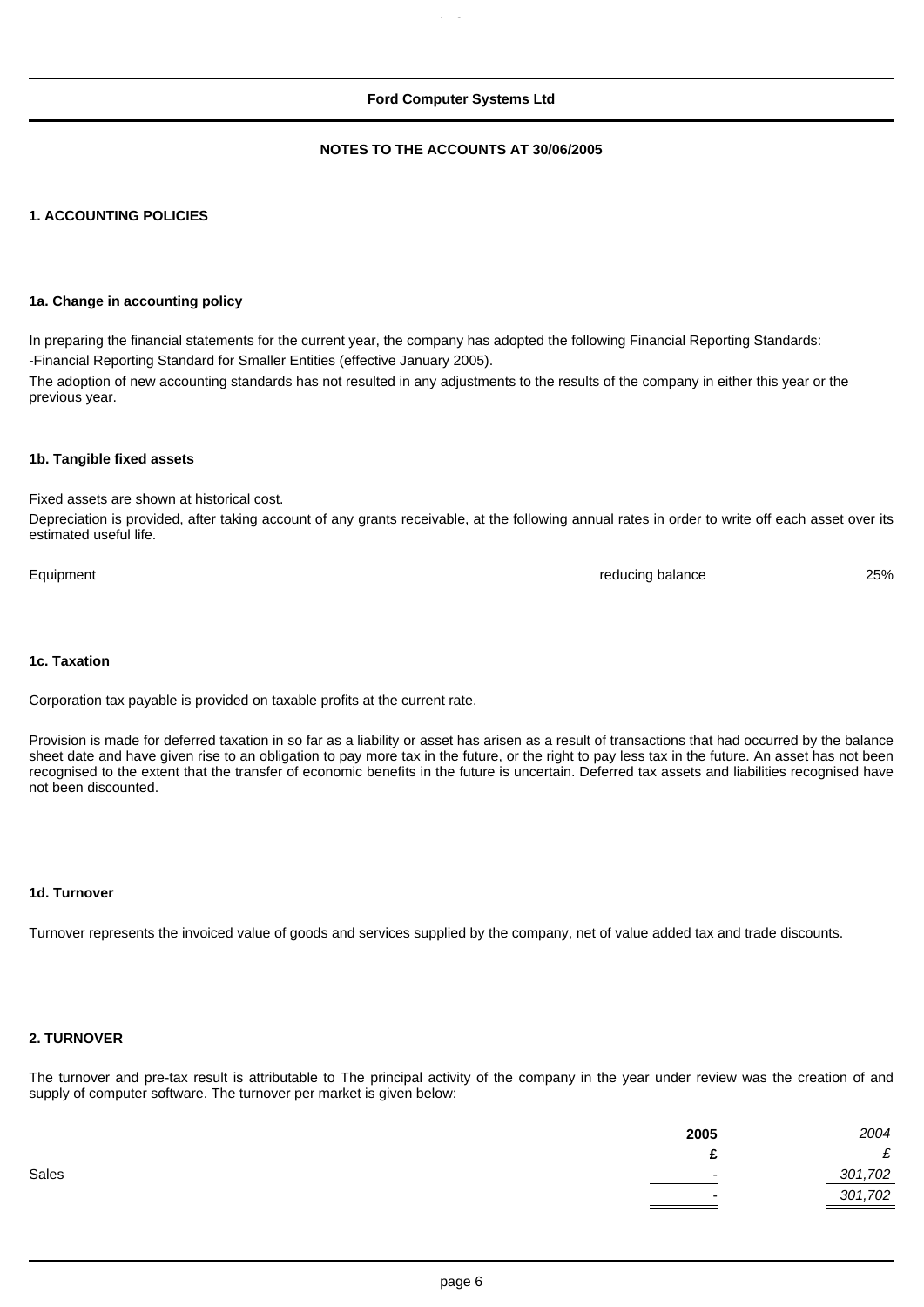**Ford Computer Systems Ltd**

**NOTES TO THE ACCOUNTS AT 30/06/2005**

## 1. ACCOUNTING POLICIES

### 1a. Change in accounting policy

In preparing the financial statements for the current year, the company has adopted the following Financial Reporting Standards:

-Financial Reporting Standard for Smaller Entities (effective January 2005).

The adoption of new accounting standards has not resulted in any adjustments to the results of the company in either this year or the previous year.

### 1b. Tangible fixed assets

Fixed assets are shown at historical cost.

Depreciation is provided, after taking account of any grants receivable, at the following annual rates in order to write off each asset over its estimated useful life.

| | | |
|---|---|---|
| Equipment | reducing balance | 25% |

### 1c. Taxation

Corporation tax payable is provided on taxable profits at the current rate.

Provision is made for deferred taxation in so far as a liability or asset has arisen as a result of transactions that had occurred by the balance sheet date and have given rise to an obligation to pay more tax in the future, or the right to pay less tax in the future. An asset has not been recognised to the extent that the transfer of economic benefits in the future is uncertain. Deferred tax assets and liabilities recognised have not been discounted.

### 1d. Turnover

Turnover represents the invoiced value of goods and services supplied by the company, net of value added tax and trade discounts.

## 2. TURNOVER

The turnover and pre-tax result is attributable to The principal activity of the company in the year under review was the creation of and supply of computer software. The turnover per market is given below:

| | 2005 | *2004* |
|---|---|---|
| | £ | *£* |
| Sales | - | *301,702* |
| | - | *301,702* |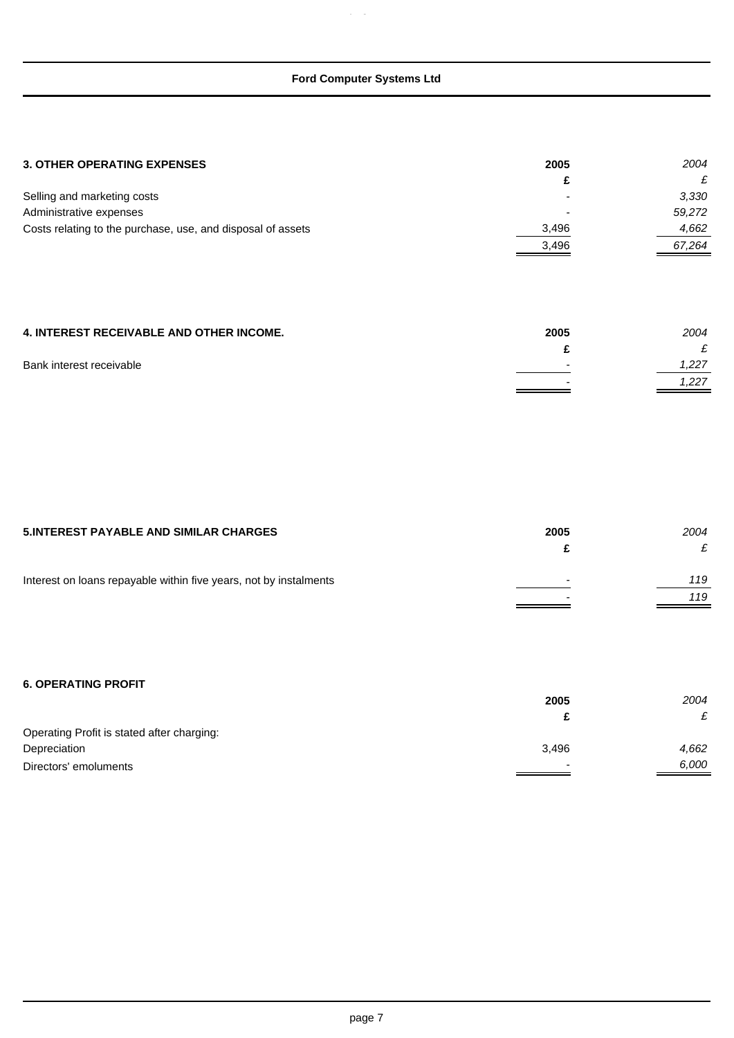**Ford Computer Systems Ltd**

### 3. OTHER OPERATING EXPENSES

| | 2005 | *2004* |
|---|---|---|
| | £ | *£* |
| Selling and marketing costs | - | *3,330* |
| Administrative expenses | - | *59,272* |
| Costs relating to the purchase, use, and disposal of assets | 3,496 | *4,662* |
| | 3,496 | *67,264* |

### 4. INTEREST RECEIVABLE AND OTHER INCOME.

| | 2005 | *2004* |
|---|---|---|
| | £ | *£* |
| Bank interest receivable | - | *1,227* |
| | - | *1,227* |

### 5.INTEREST PAYABLE AND SIMILAR CHARGES

| | 2005 | *2004* |
|---|---|---|
| | £ | *£* |
| Interest on loans repayable within five years, not by instalments | - | *119* |
| | - | *119* |

### 6. OPERATING PROFIT

| | 2005 | *2004* |
|---|---|---|
| | £ | *£* |
| Operating Profit is stated after charging: | | |
| Depreciation | 3,496 | *4,662* |
| Directors' emoluments | - | *6,000* |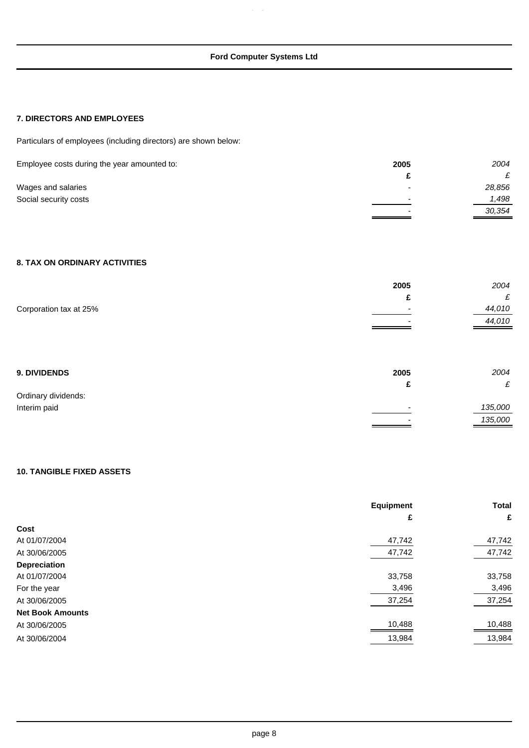## 7. DIRECTORS AND EMPLOYEES

Particulars of employees (including directors) are shown below:

| Employee costs during the year amounted to: | 2005 | *2004* |
|---|---|---|
| | £ | *£* |
| Wages and salaries | - | *28,856* |
| Social security costs | - | *1,498* |
| | - | *30,354* |

## 8. TAX ON ORDINARY ACTIVITIES

| | 2005 | *2004* |
|---|---|---|
| | £ | *£* |
| Corporation tax at 25% | - | *44,010* |
| | - | *44,010* |

## 9. DIVIDENDS

| | 2005 | *2004* |
|---|---|---|
| | £ | *£* |
| Ordinary dividends: | | |
| Interim paid | - | *135,000* |
| | - | *135,000* |

## 10. TANGIBLE FIXED ASSETS

| | Equipment | Total |
|---|---|---|
| | £ | £ |
| **Cost** | | |
| At 01/07/2004 | 47,742 | 47,742 |
| At 30/06/2005 | 47,742 | 47,742 |
| **Depreciation** | | |
| At 01/07/2004 | 33,758 | 33,758 |
| For the year | 3,496 | 3,496 |
| At 30/06/2005 | 37,254 | 37,254 |
| **Net Book Amounts** | | |
| At 30/06/2005 | 10,488 | 10,488 |
| At 30/06/2004 | 13,984 | 13,984 |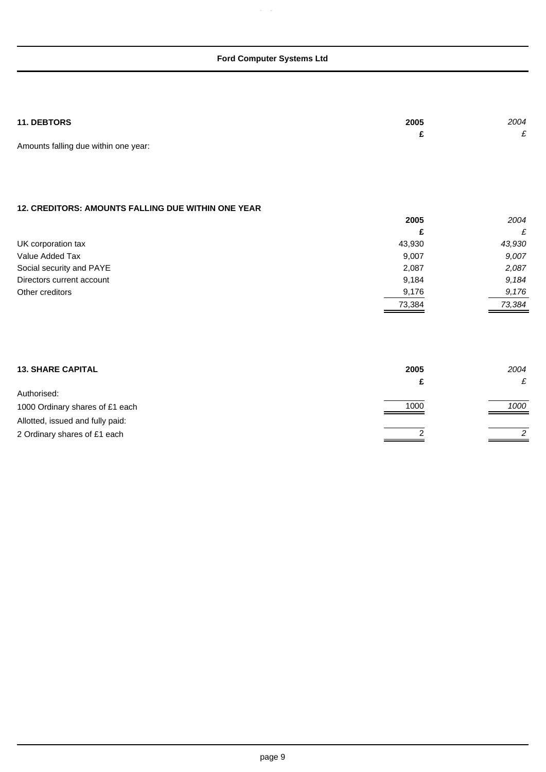### 11. DEBTORS

| | 2005 | *2004* |
|---|---|---|
| | £ | *£* |
| Amounts falling due within one year: | | |

### 12. CREDITORS: AMOUNTS FALLING DUE WITHIN ONE YEAR

| | 2005 | *2004* |
|---|---|---|
| | £ | *£* |
| UK corporation tax | 43,930 | *43,930* |
| Value Added Tax | 9,007 | *9,007* |
| Social security and PAYE | 2,087 | *2,087* |
| Directors current account | 9,184 | *9,184* |
| Other creditors | 9,176 | *9,176* |
| | 73,384 | *73,384* |

### 13. SHARE CAPITAL

| | 2005 | *2004* |
|---|---|---|
| | £ | *£* |
| Authorised: | | |
| 1000 Ordinary shares of £1 each | 1000 | *1000* |
| Allotted, issued and fully paid: | | |
| 2 Ordinary shares of £1 each | 2 | *2* |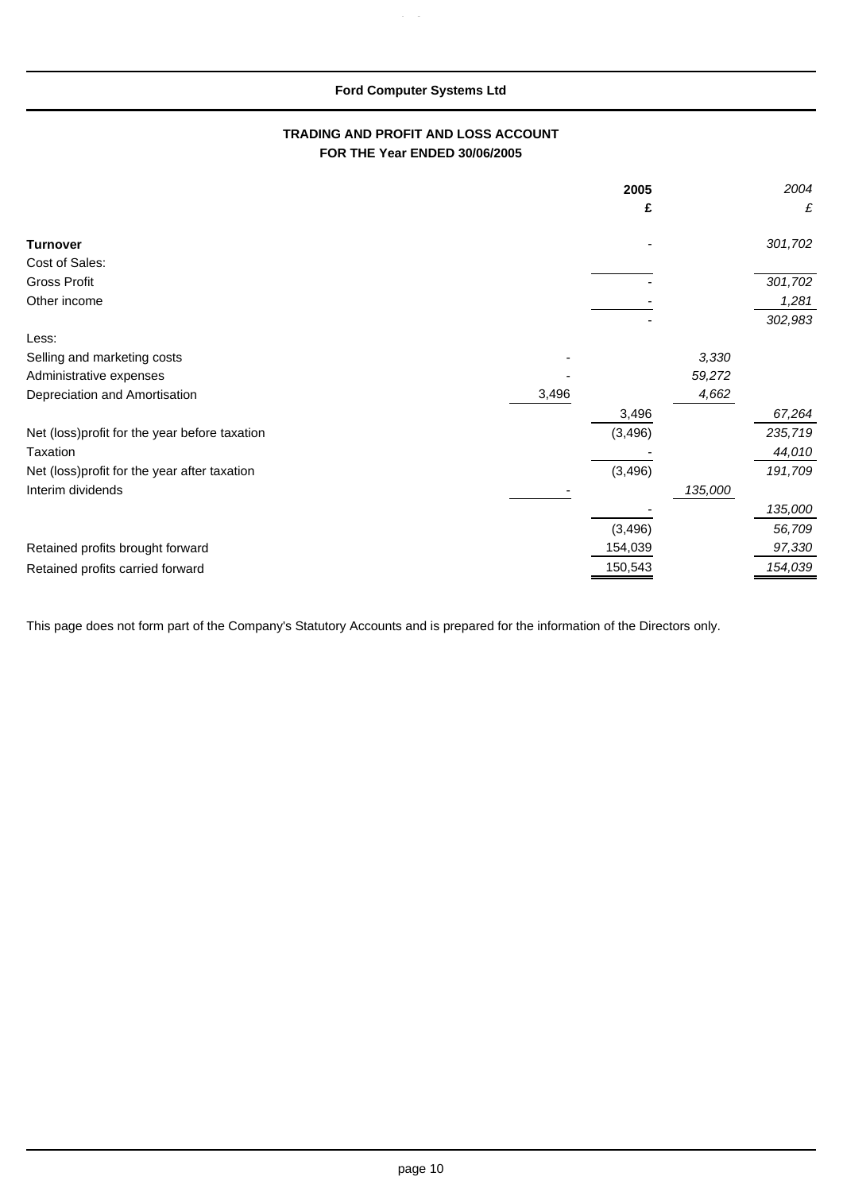**Ford Computer Systems Ltd**

## TRADING AND PROFIT AND LOSS ACCOUNT
## FOR THE Year ENDED 30/06/2005

| | | 2005 | | *2004* |
|---|---|---|---|---|
| | | £ | | *£* |
| **Turnover** | | - | | *301,702* |
| Cost of Sales: | | | | |
| Gross Profit | | - | | *301,702* |
| Other income | | - | | *1,281* |
| | | - | | *302,983* |
| Less: | | | | |
| Selling and marketing costs | - | | *3,330* | |
| Administrative expenses | - | | *59,272* | |
| Depreciation and Amortisation | 3,496 | | *4,662* | |
| | | 3,496 | | *67,264* |
| Net (loss)profit for the year before taxation | | (3,496) | | *235,719* |
| Taxation | | - | | *44,010* |
| Net (loss)profit for the year after taxation | | (3,496) | | *191,709* |
| Interim dividends | - | | *135,000* | |
| | | - | | *135,000* |
| | | (3,496) | | *56,709* |
| Retained profits brought forward | | 154,039 | | *97,330* |
| Retained profits carried forward | | 150,543 | | *154,039* |

This page does not form part of the Company's Statutory Accounts and is prepared for the information of the Directors only.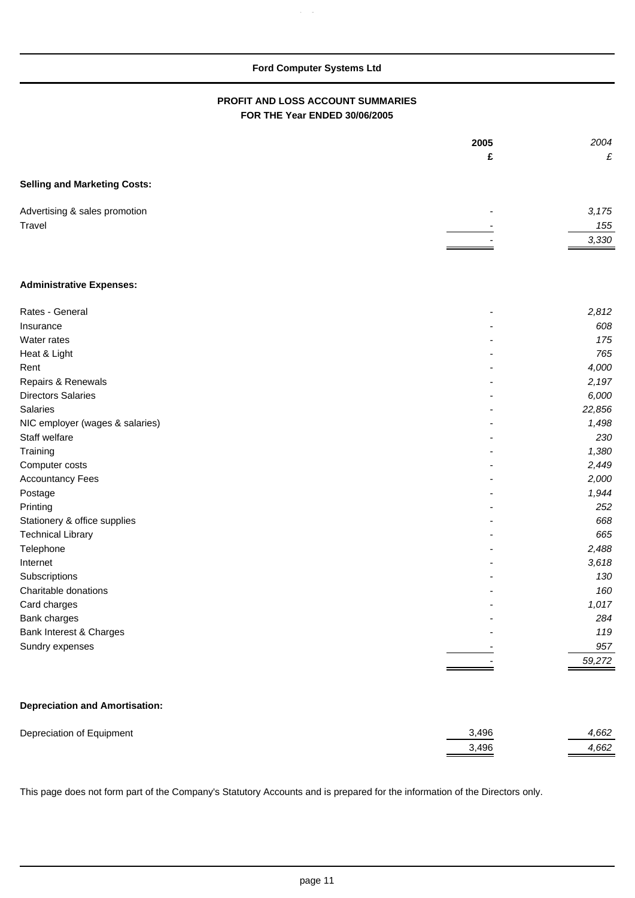**Ford Computer Systems Ltd**

## PROFIT AND LOSS ACCOUNT SUMMARIES
## FOR THE Year ENDED 30/06/2005

| | 2005 | *2004* |
|---|---|---|
| | £ | *£* |
| **Selling and Marketing Costs:** | | |
| Advertising & sales promotion | - | *3,175* |
| Travel | - | *155* |
| | - | *3,330* |
| **Administrative Expenses:** | | |
| Rates - General | - | *2,812* |
| Insurance | - | *608* |
| Water rates | - | *175* |
| Heat & Light | - | *765* |
| Rent | - | *4,000* |
| Repairs & Renewals | - | *2,197* |
| Directors Salaries | - | *6,000* |
| Salaries | - | *22,856* |
| NIC employer (wages & salaries) | - | *1,498* |
| Staff welfare | - | *230* |
| Training | - | *1,380* |
| Computer costs | - | *2,449* |
| Accountancy Fees | - | *2,000* |
| Postage | - | *1,944* |
| Printing | - | *252* |
| Stationery & office supplies | - | *668* |
| Technical Library | - | *665* |
| Telephone | - | *2,488* |
| Internet | - | *3,618* |
| Subscriptions | - | *130* |
| Charitable donations | - | *160* |
| Card charges | - | *1,017* |
| Bank charges | - | *284* |
| Bank Interest & Charges | - | *119* |
| Sundry expenses | - | *957* |
| | - | *59,272* |
| **Depreciation and Amortisation:** | | |
| Depreciation of Equipment | 3,496 | *4,662* |
| | 3,496 | *4,662* |

This page does not form part of the Company's Statutory Accounts and is prepared for the information of the Directors only.